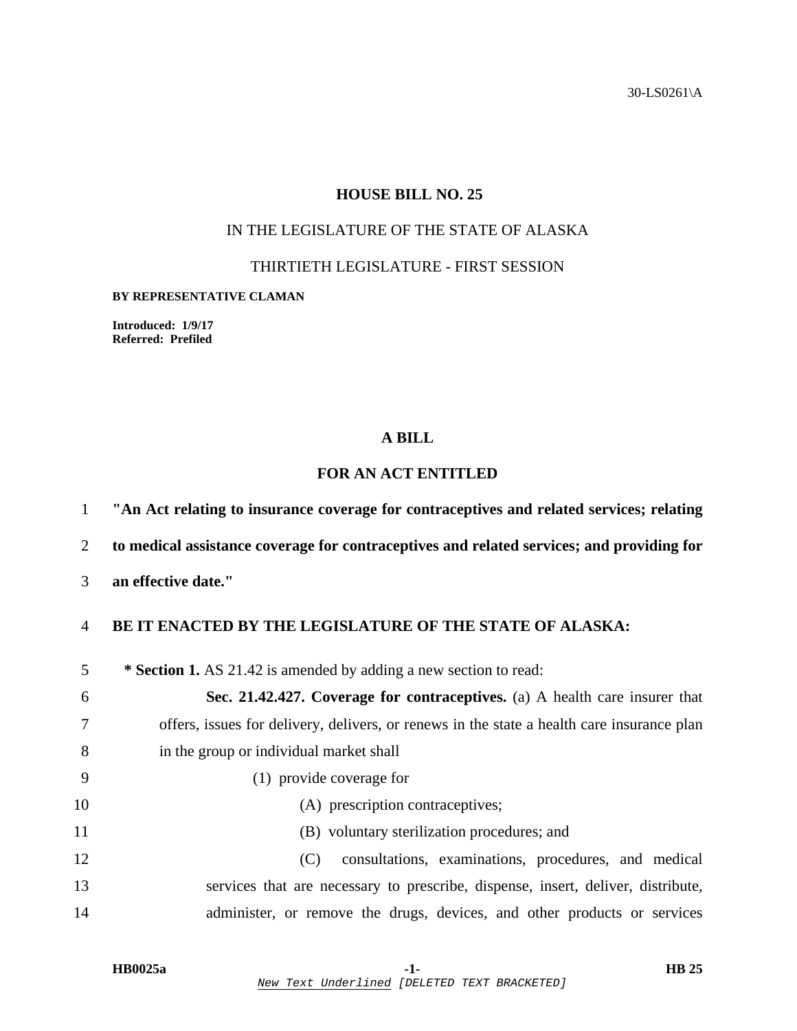30-LS0261\A

# HOUSE BILL NO. 25

IN THE LEGISLATURE OF THE STATE OF ALASKA

THIRTIETH LEGISLATURE - FIRST SESSION

**BY REPRESENTATIVE CLAMAN**

**Introduced: 1/9/17**
**Referred: Prefiled**

## A BILL

## FOR AN ACT ENTITLED

**"An Act relating to insurance coverage for contraceptives and related services; relating to medical assistance coverage for contraceptives and related services; and providing for an effective date."**

**BE IT ENACTED BY THE LEGISLATURE OF THE STATE OF ALASKA:**

**\* Section 1.** AS 21.42 is amended by adding a new section to read:

**Sec. 21.42.427. Coverage for contraceptives.** (a) A health care insurer that offers, issues for delivery, delivers, or renews in the state a health care insurance plan in the group or individual market shall

(1) provide coverage for

(A) prescription contraceptives;

(B) voluntary sterilization procedures; and

(C) consultations, examinations, procedures, and medical services that are necessary to prescribe, dispense, insert, deliver, distribute, administer, or remove the drugs, devices, and other products or services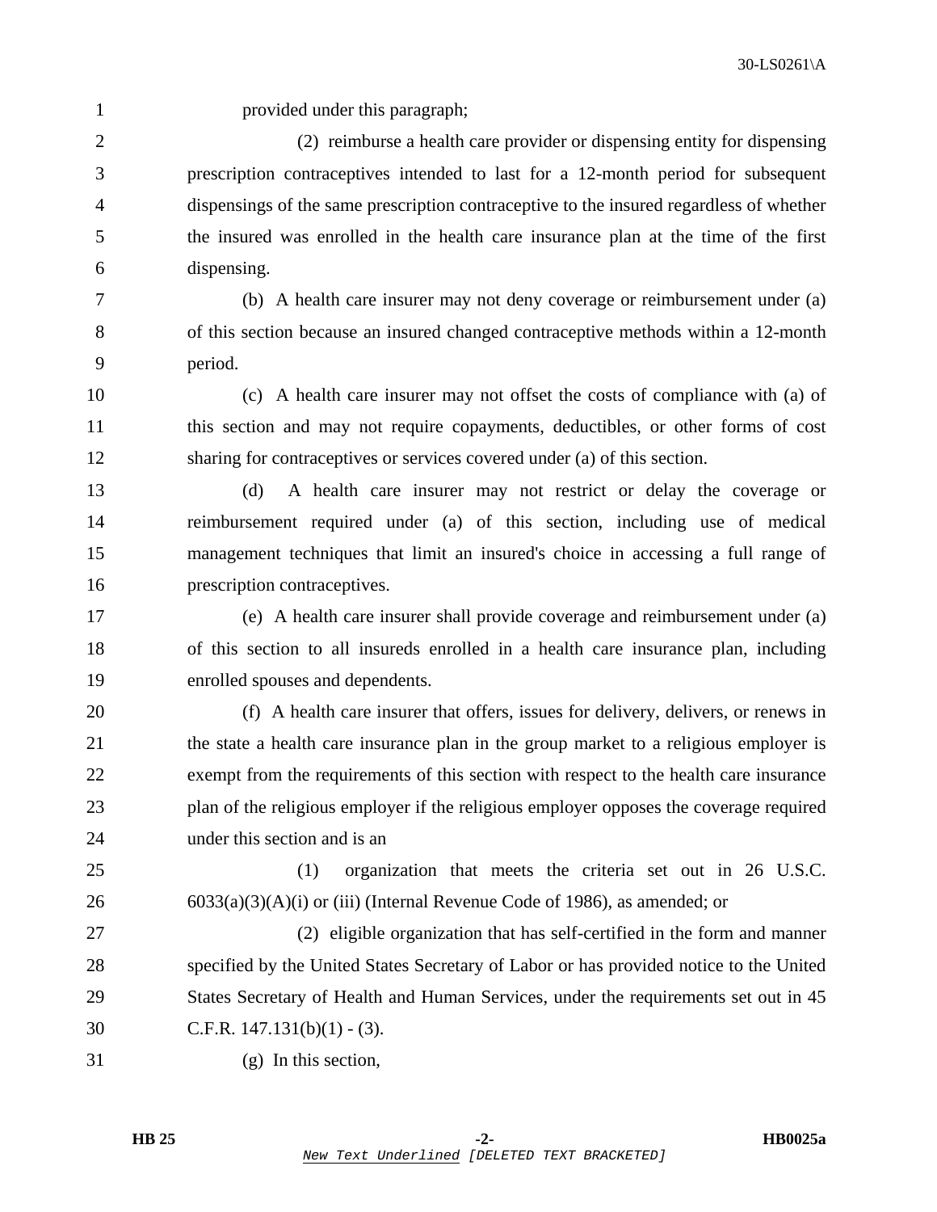provided under this paragraph;

(2) reimburse a health care provider or dispensing entity for dispensing prescription contraceptives intended to last for a 12-month period for subsequent dispensings of the same prescription contraceptive to the insured regardless of whether the insured was enrolled in the health care insurance plan at the time of the first dispensing.

(b) A health care insurer may not deny coverage or reimbursement under (a) of this section because an insured changed contraceptive methods within a 12-month period.

(c) A health care insurer may not offset the costs of compliance with (a) of this section and may not require copayments, deductibles, or other forms of cost sharing for contraceptives or services covered under (a) of this section.

(d) A health care insurer may not restrict or delay the coverage or reimbursement required under (a) of this section, including use of medical management techniques that limit an insured's choice in accessing a full range of prescription contraceptives.

(e) A health care insurer shall provide coverage and reimbursement under (a) of this section to all insureds enrolled in a health care insurance plan, including enrolled spouses and dependents.

(f) A health care insurer that offers, issues for delivery, delivers, or renews in the state a health care insurance plan in the group market to a religious employer is exempt from the requirements of this section with respect to the health care insurance plan of the religious employer if the religious employer opposes the coverage required under this section and is an

(1) organization that meets the criteria set out in 26 U.S.C. 6033(a)(3)(A)(i) or (iii) (Internal Revenue Code of 1986), as amended; or

(2) eligible organization that has self-certified in the form and manner specified by the United States Secretary of Labor or has provided notice to the United States Secretary of Health and Human Services, under the requirements set out in 45 C.F.R. 147.131(b)(1) - (3).

(g) In this section,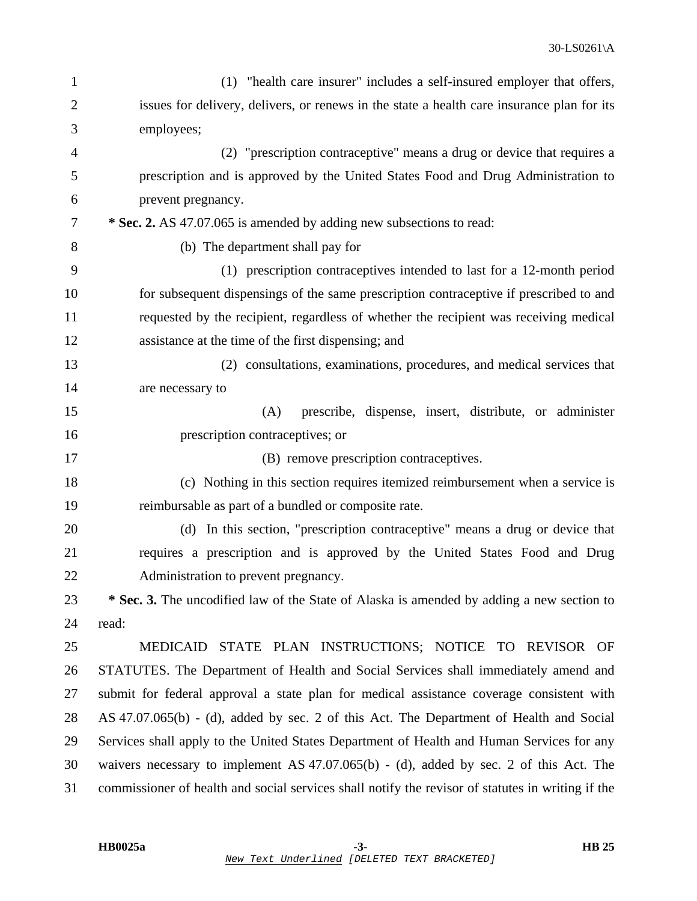(1) "health care insurer" includes a self-insured employer that offers, issues for delivery, delivers, or renews in the state a health care insurance plan for its employees;

(2) "prescription contraceptive" means a drug or device that requires a prescription and is approved by the United States Food and Drug Administration to prevent pregnancy.

**\* Sec. 2.** AS 47.07.065 is amended by adding new subsections to read:

(b) The department shall pay for

(1) prescription contraceptives intended to last for a 12-month period for subsequent dispensings of the same prescription contraceptive if prescribed to and requested by the recipient, regardless of whether the recipient was receiving medical assistance at the time of the first dispensing; and

(2) consultations, examinations, procedures, and medical services that are necessary to

(A) prescribe, dispense, insert, distribute, or administer prescription contraceptives; or

(B) remove prescription contraceptives.

(c) Nothing in this section requires itemized reimbursement when a service is reimbursable as part of a bundled or composite rate.

(d) In this section, "prescription contraceptive" means a drug or device that requires a prescription and is approved by the United States Food and Drug Administration to prevent pregnancy.

**\* Sec. 3.** The uncodified law of the State of Alaska is amended by adding a new section to read:

MEDICAID STATE PLAN INSTRUCTIONS; NOTICE TO REVISOR OF STATUTES. The Department of Health and Social Services shall immediately amend and submit for federal approval a state plan for medical assistance coverage consistent with AS 47.07.065(b) - (d), added by sec. 2 of this Act. The Department of Health and Social Services shall apply to the United States Department of Health and Human Services for any waivers necessary to implement AS 47.07.065(b) - (d), added by sec. 2 of this Act. The commissioner of health and social services shall notify the revisor of statutes in writing if the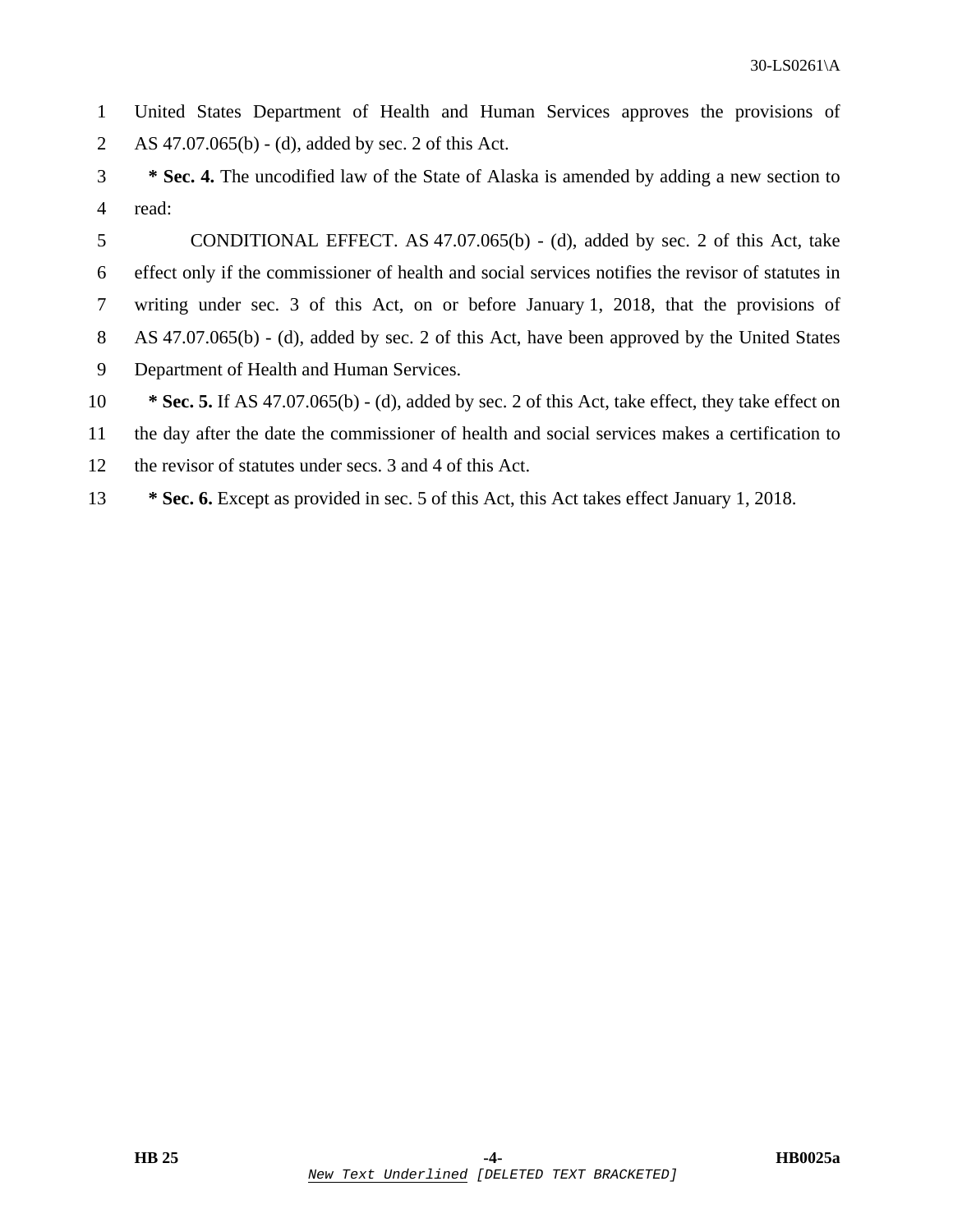United States Department of Health and Human Services approves the provisions of AS 47.07.065(b) - (d), added by sec. 2 of this Act.

**\* Sec. 4.** The uncodified law of the State of Alaska is amended by adding a new section to read:

CONDITIONAL EFFECT. AS 47.07.065(b) - (d), added by sec. 2 of this Act, take effect only if the commissioner of health and social services notifies the revisor of statutes in writing under sec. 3 of this Act, on or before January 1, 2018, that the provisions of AS 47.07.065(b) - (d), added by sec. 2 of this Act, have been approved by the United States Department of Health and Human Services.

**\* Sec. 5.** If AS 47.07.065(b) - (d), added by sec. 2 of this Act, take effect, they take effect on the day after the date the commissioner of health and social services makes a certification to the revisor of statutes under secs. 3 and 4 of this Act.

**\* Sec. 6.** Except as provided in sec. 5 of this Act, this Act takes effect January 1, 2018.